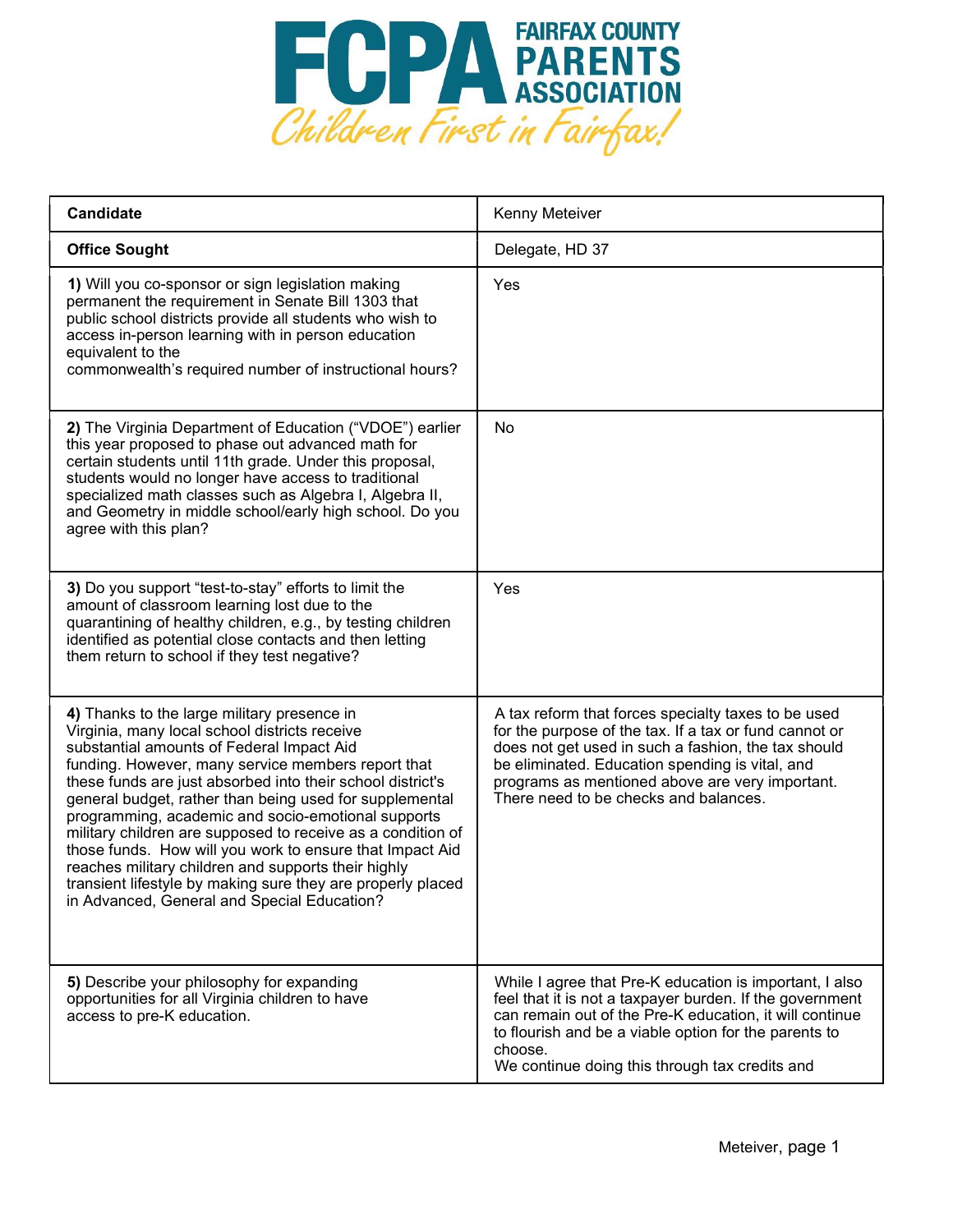# FCPA FAIRFAX COUNTY PARENTS ASSOCIATION

*Children First in Fairfax!*

| Candidate | Kenny Meteiver |
|---|---|
| **Office Sought** | Delegate, HD 37 |
| **1)** Will you co-sponsor or sign legislation making permanent the requirement in Senate Bill 1303 that public school districts provide all students who wish to access in-person learning with in person education equivalent to the commonwealth's required number of instructional hours? | Yes |
| **2)** The Virginia Department of Education ("VDOE") earlier this year proposed to phase out advanced math for certain students until 11th grade. Under this proposal, students would no longer have access to traditional specialized math classes such as Algebra I, Algebra II, and Geometry in middle school/early high school. Do you agree with this plan? | No |
| **3)** Do you support "test-to-stay" efforts to limit the amount of classroom learning lost due to the quarantining of healthy children, e.g., by testing children identified as potential close contacts and then letting them return to school if they test negative? | Yes |
| **4)** Thanks to the large military presence in Virginia, many local school districts receive substantial amounts of Federal Impact Aid funding. However, many service members report that these funds are just absorbed into their school district's general budget, rather than being used for supplemental programming, academic and socio-emotional supports military children are supposed to receive as a condition of those funds. How will you work to ensure that Impact Aid reaches military children and supports their highly transient lifestyle by making sure they are properly placed in Advanced, General and Special Education? | A tax reform that forces specialty taxes to be used for the purpose of the tax. If a tax or fund cannot or does not get used in such a fashion, the tax should be eliminated. Education spending is vital, and programs as mentioned above are very important. There need to be checks and balances. |
| **5)** Describe your philosophy for expanding opportunities for all Virginia children to have access to pre-K education. | While I agree that Pre-K education is important, I also feel that it is not a taxpayer burden. If the government can remain out of the Pre-K education, it will continue to flourish and be a viable option for the parents to choose.<br>We continue doing this through tax credits and |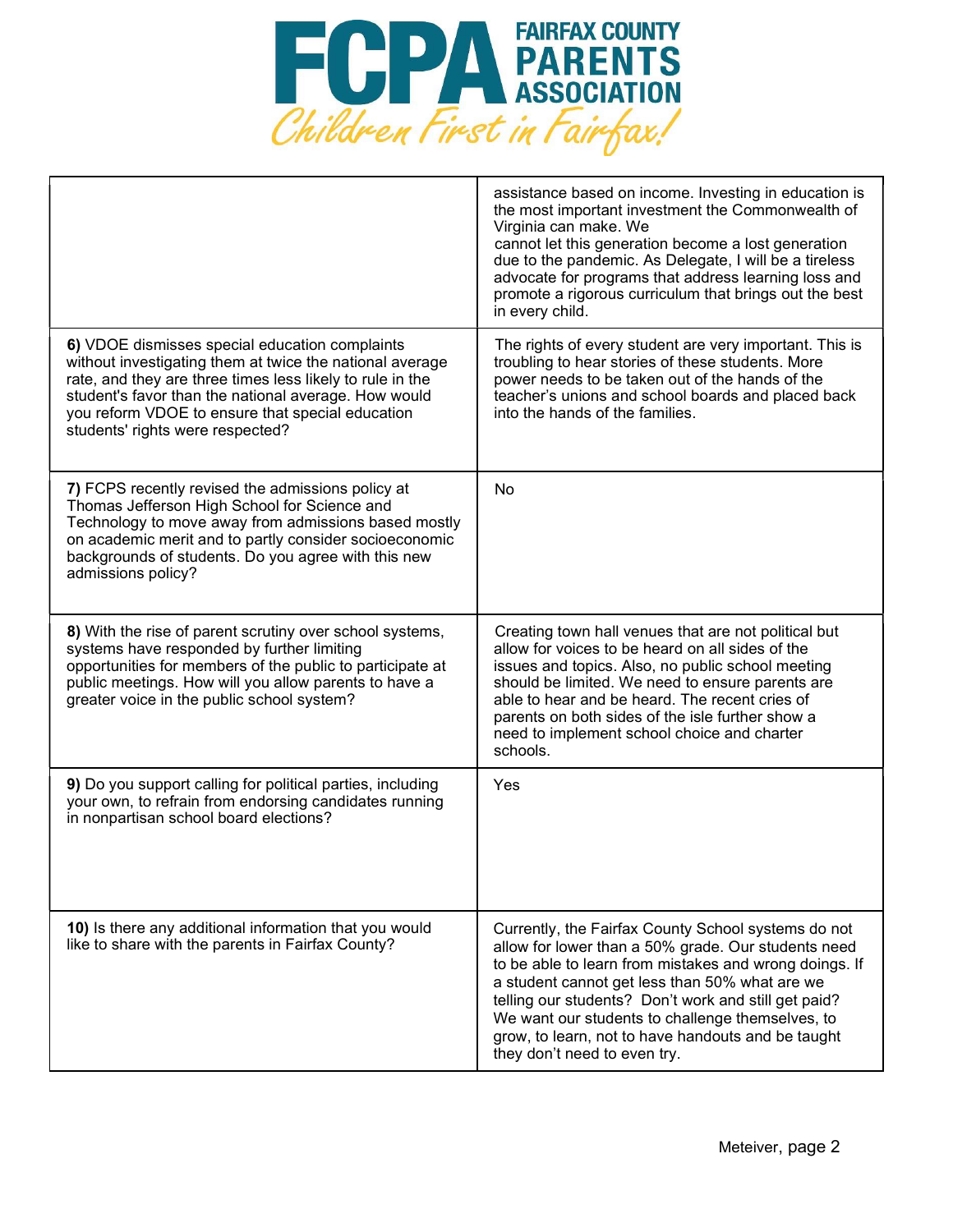| | |
|---|---|
| | assistance based on income. Investing in education is the most important investment the Commonwealth of Virginia can make. We cannot let this generation become a lost generation due to the pandemic. As Delegate, I will be a tireless advocate for programs that address learning loss and promote a rigorous curriculum that brings out the best in every child. |
| **6)** VDOE dismisses special education complaints without investigating them at twice the national average rate, and they are three times less likely to rule in the student's favor than the national average. How would you reform VDOE to ensure that special education students' rights were respected? | The rights of every student are very important. This is troubling to hear stories of these students. More power needs to be taken out of the hands of the teacher's unions and school boards and placed back into the hands of the families. |
| **7)** FCPS recently revised the admissions policy at Thomas Jefferson High School for Science and Technology to move away from admissions based mostly on academic merit and to partly consider socioeconomic backgrounds of students. Do you agree with this new admissions policy? | No |
| **8)** With the rise of parent scrutiny over school systems, systems have responded by further limiting opportunities for members of the public to participate at public meetings. How will you allow parents to have a greater voice in the public school system? | Creating town hall venues that are not political but allow for voices to be heard on all sides of the issues and topics. Also, no public school meeting should be limited. We need to ensure parents are able to hear and be heard. The recent cries of parents on both sides of the isle further show a need to implement school choice and charter schools. |
| **9)** Do you support calling for political parties, including your own, to refrain from endorsing candidates running in nonpartisan school board elections? | Yes |
| **10)** Is there any additional information that you would like to share with the parents in Fairfax County? | Currently, the Fairfax County School systems do not allow for lower than a 50% grade. Our students need to be able to learn from mistakes and wrong doings. If a student cannot get less than 50% what are we telling our students? Don't work and still get paid? We want our students to challenge themselves, to grow, to learn, not to have handouts and be taught they don't need to even try. |